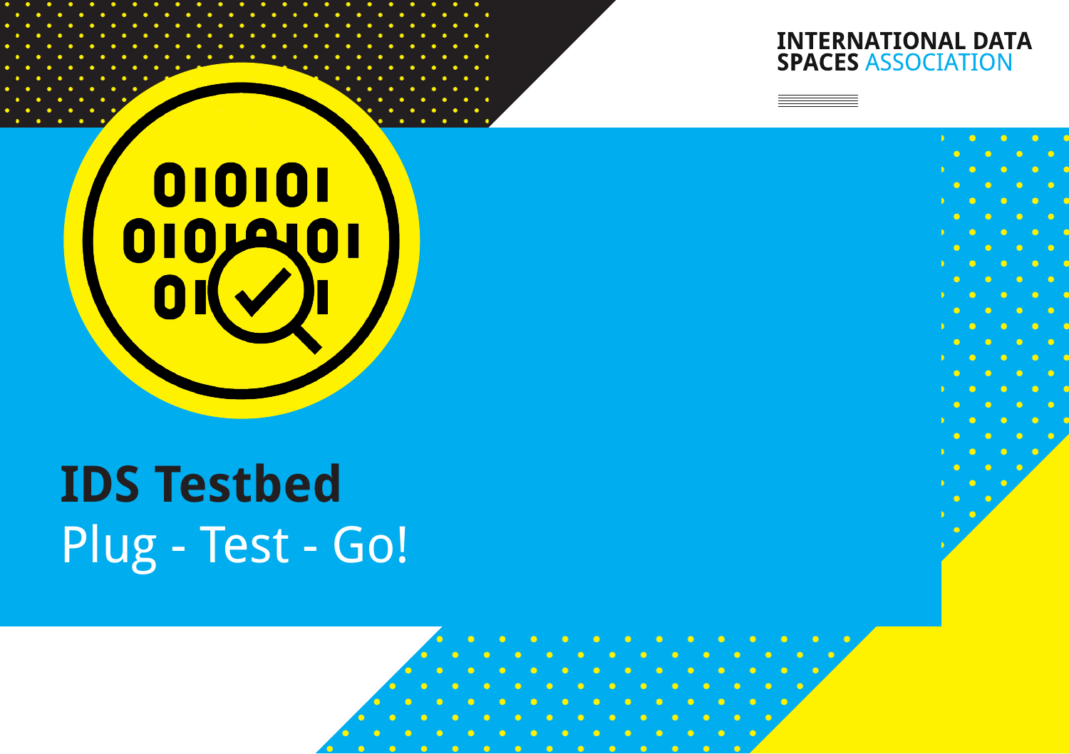INTERNATIONAL DATA SPACES ASSOCIATION

# IDS Testbed

Plug - Test - Go!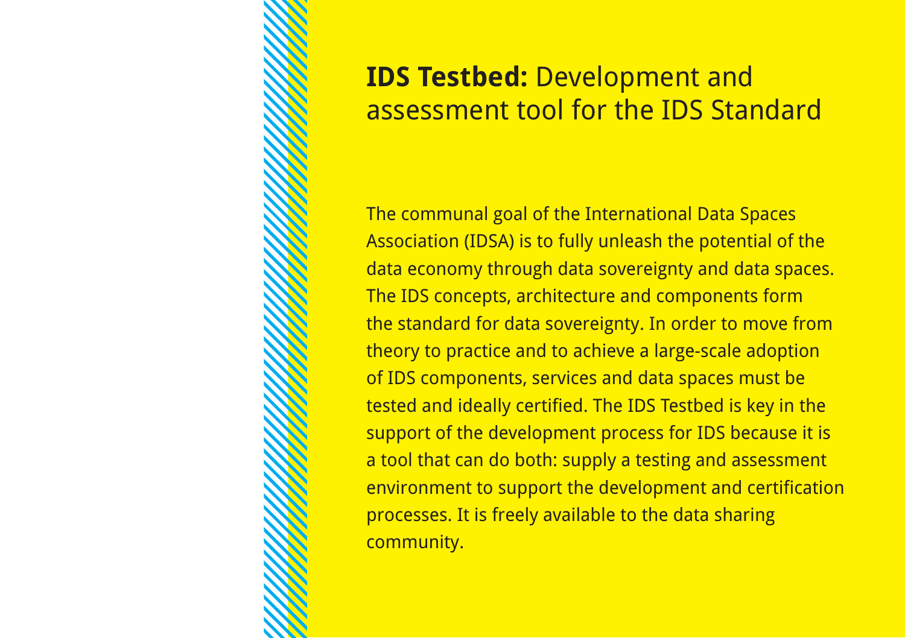# **IDS Testbed:** Development and assessment tool for the IDS Standard

The communal goal of the International Data Spaces Association (IDSA) is to fully unleash the potential of the data economy through data sovereignty and data spaces. The IDS concepts, architecture and components form the standard for data sovereignty. In order to move from theory to practice and to achieve a large-scale adoption of IDS components, services and data spaces must be tested and ideally certified. The IDS Testbed is key in the support of the development process for IDS because it is a tool that can do both: supply a testing and assessment environment to support the development and certification processes. It is freely available to the data sharing community.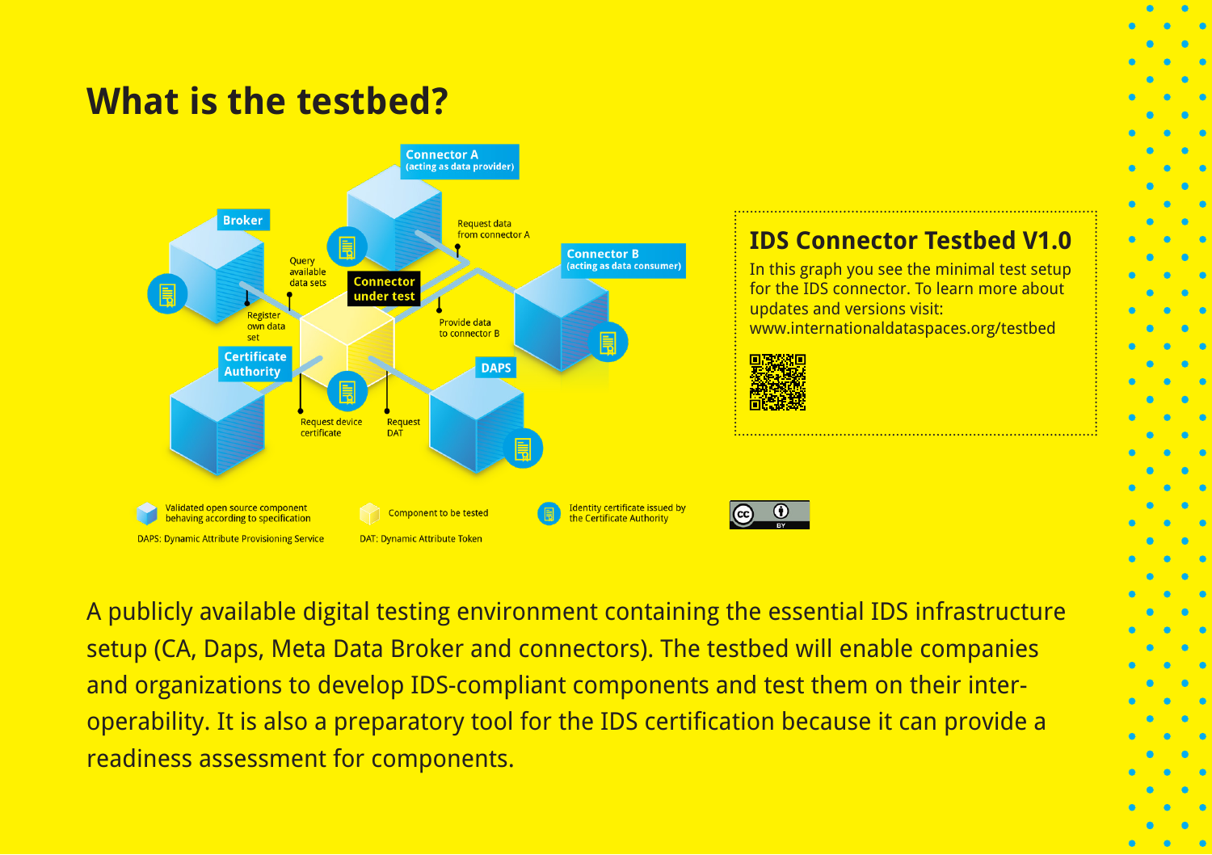# What is the testbed?

Broker

Connector A (acting as data provider)

Connector B (acting as data consumer)

Connector under test

Certificate Authority

DAPS

Query available data sets

Register own data set

Request data from connector A

Provide data to connector B

Request device certificate

Request DAT

Validated open source component behaving according to specification

Component to be tested

Identity certificate issued by the Certificate Authority

DAPS: Dynamic Attribute Provisioning Service

DAT: Dynamic Attribute Token

## IDS Connector Testbed V1.0

In this graph you see the minimal test setup for the IDS connector. To learn more about updates and versions visit: www.internationaldataspaces.org/testbed

A publicly available digital testing environment containing the essential IDS infrastructure setup (CA, Daps, Meta Data Broker and connectors). The testbed will enable companies and organizations to develop IDS-compliant components and test them on their inter-operability. It is also a preparatory tool for the IDS certification because it can provide a readiness assessment for components.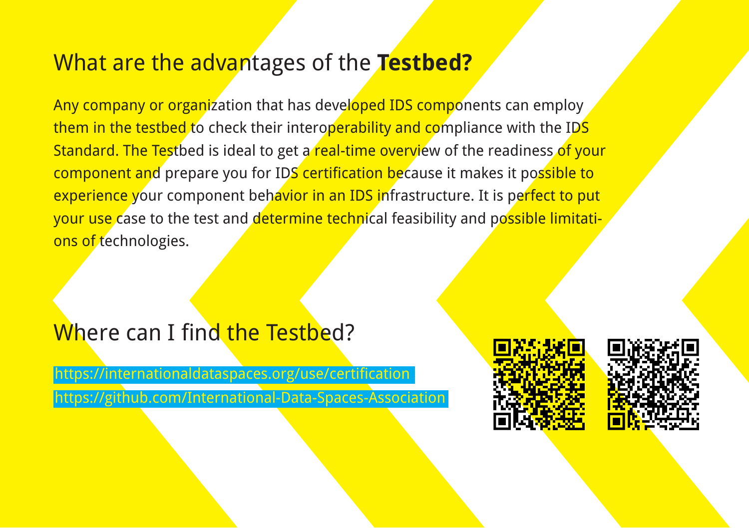## What are the advantages of the **Testbed?**

Any company or organization that has developed IDS components can employ them in the testbed to check their interoperability and compliance with the IDS Standard. The Testbed is ideal to get a real-time overview of the readiness of your component and prepare you for IDS certification because it makes it possible to experience your component behavior in an IDS infrastructure. It is perfect to put your use case to the test and determine technical feasibility and possible limitations of technologies.

## Where can I find the Testbed?

https://internationaldataspaces.org/use/certification
https://github.com/International-Data-Spaces-Association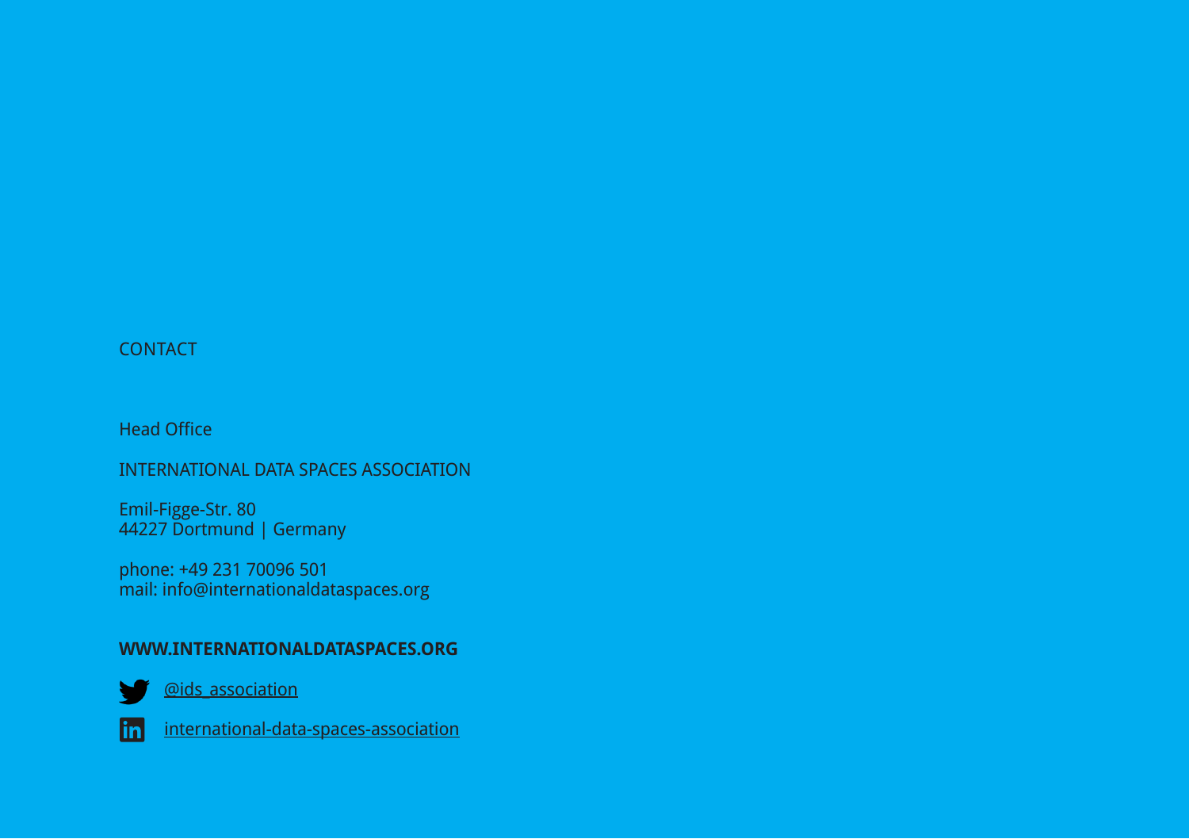CONTACT

Head Office

INTERNATIONAL DATA SPACES ASSOCIATION

Emil-Figge-Str. 80  
44227 Dortmund | Germany

phone: +49 231 70096 501  
mail: info@internationaldataspaces.org

**WWW.INTERNATIONALDATASPACES.ORG**

@ids_association

international-data-spaces-association